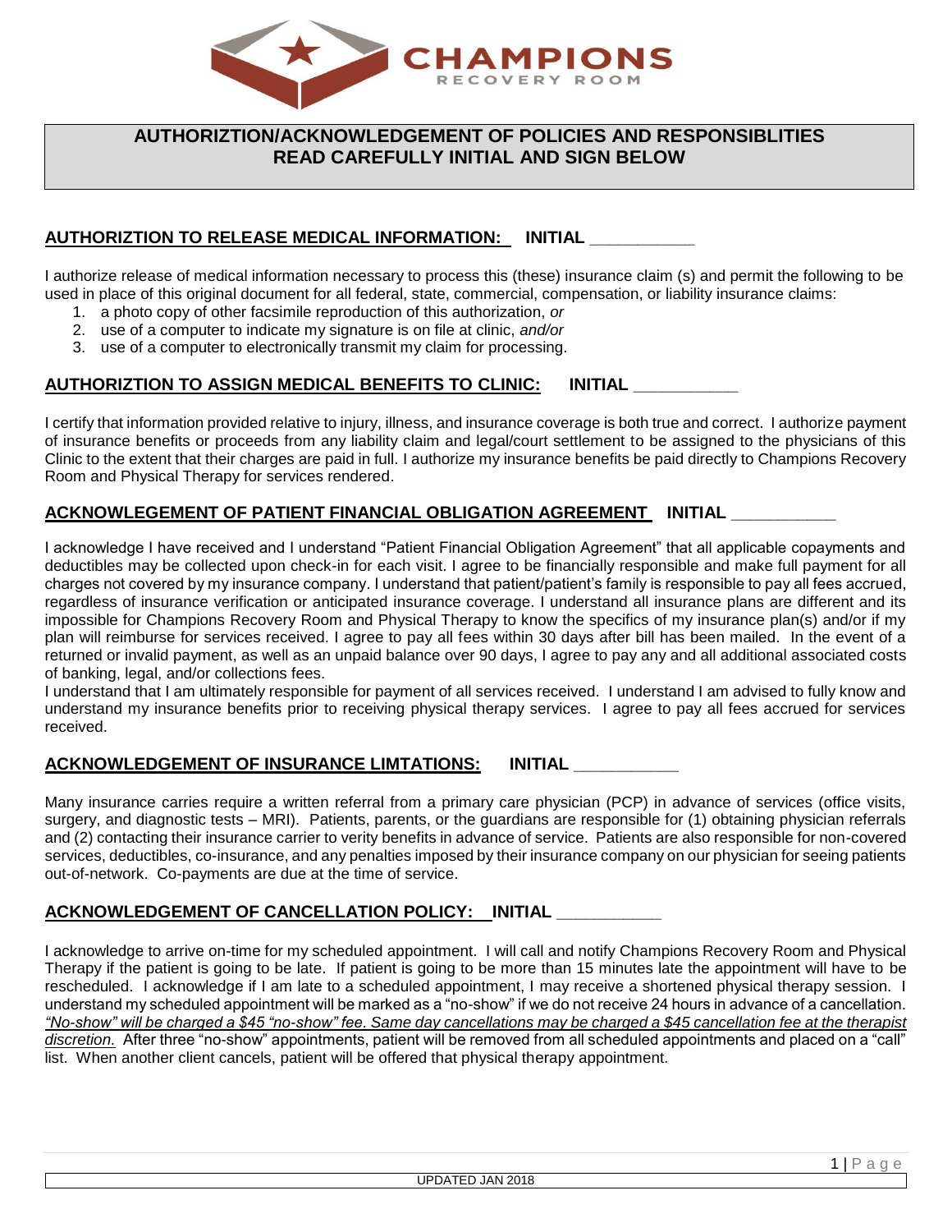CHAMPIONS RECOVERY ROOM

# AUTHORIZTION/ACKNOWLEDGEMENT OF POLICIES AND RESPONSIBLITIES
# READ CAREFULLY INITIAL AND SIGN BELOW

## AUTHORIZTION TO RELEASE MEDICAL INFORMATION: INITIAL ___________

I authorize release of medical information necessary to process this (these) insurance claim (s) and permit the following to be used in place of this original document for all federal, state, commercial, compensation, or liability insurance claims:

1. a photo copy of other facsimile reproduction of this authorization, *or*
2. use of a computer to indicate my signature is on file at clinic, *and/or*
3. use of a computer to electronically transmit my claim for processing.

## AUTHORIZTION TO ASSIGN MEDICAL BENEFITS TO CLINIC: INITIAL ___________

I certify that information provided relative to injury, illness, and insurance coverage is both true and correct. I authorize payment of insurance benefits or proceeds from any liability claim and legal/court settlement to be assigned to the physicians of this Clinic to the extent that their charges are paid in full. I authorize my insurance benefits be paid directly to Champions Recovery Room and Physical Therapy for services rendered.

## ACKNOWLEGEMENT OF PATIENT FINANCIAL OBLIGATION AGREEMENT INITIAL ___________

I acknowledge I have received and I understand "Patient Financial Obligation Agreement" that all applicable copayments and deductibles may be collected upon check-in for each visit. I agree to be financially responsible and make full payment for all charges not covered by my insurance company. I understand that patient/patient's family is responsible to pay all fees accrued, regardless of insurance verification or anticipated insurance coverage. I understand all insurance plans are different and its impossible for Champions Recovery Room and Physical Therapy to know the specifics of my insurance plan(s) and/or if my plan will reimburse for services received. I agree to pay all fees within 30 days after bill has been mailed. In the event of a returned or invalid payment, as well as an unpaid balance over 90 days, I agree to pay any and all additional associated costs of banking, legal, and/or collections fees.

I understand that I am ultimately responsible for payment of all services received. I understand I am advised to fully know and understand my insurance benefits prior to receiving physical therapy services. I agree to pay all fees accrued for services received.

## ACKNOWLEDGEMENT OF INSURANCE LIMTATIONS: INITIAL ___________

Many insurance carries require a written referral from a primary care physician (PCP) in advance of services (office visits, surgery, and diagnostic tests – MRI). Patients, parents, or the guardians are responsible for (1) obtaining physician referrals and (2) contacting their insurance carrier to verity benefits in advance of service. Patients are also responsible for non-covered services, deductibles, co-insurance, and any penalties imposed by their insurance company on our physician for seeing patients out-of-network. Co-payments are due at the time of service.

## ACKNOWLEDGEMENT OF CANCELLATION POLICY: INITIAL ___________

I acknowledge to arrive on-time for my scheduled appointment. I will call and notify Champions Recovery Room and Physical Therapy if the patient is going to be late. If patient is going to be more than 15 minutes late the appointment will have to be rescheduled. I acknowledge if I am late to a scheduled appointment, I may receive a shortened physical therapy session. I understand my scheduled appointment will be marked as a "no-show" if we do not receive 24 hours in advance of a cancellation. *"No-show" will be charged a $45 "no-show" fee. Same day cancellations may be charged a $45 cancellation fee at the therapist discretion.* After three "no-show" appointments, patient will be removed from all scheduled appointments and placed on a "call" list. When another client cancels, patient will be offered that physical therapy appointment.

UPDATED JAN 2018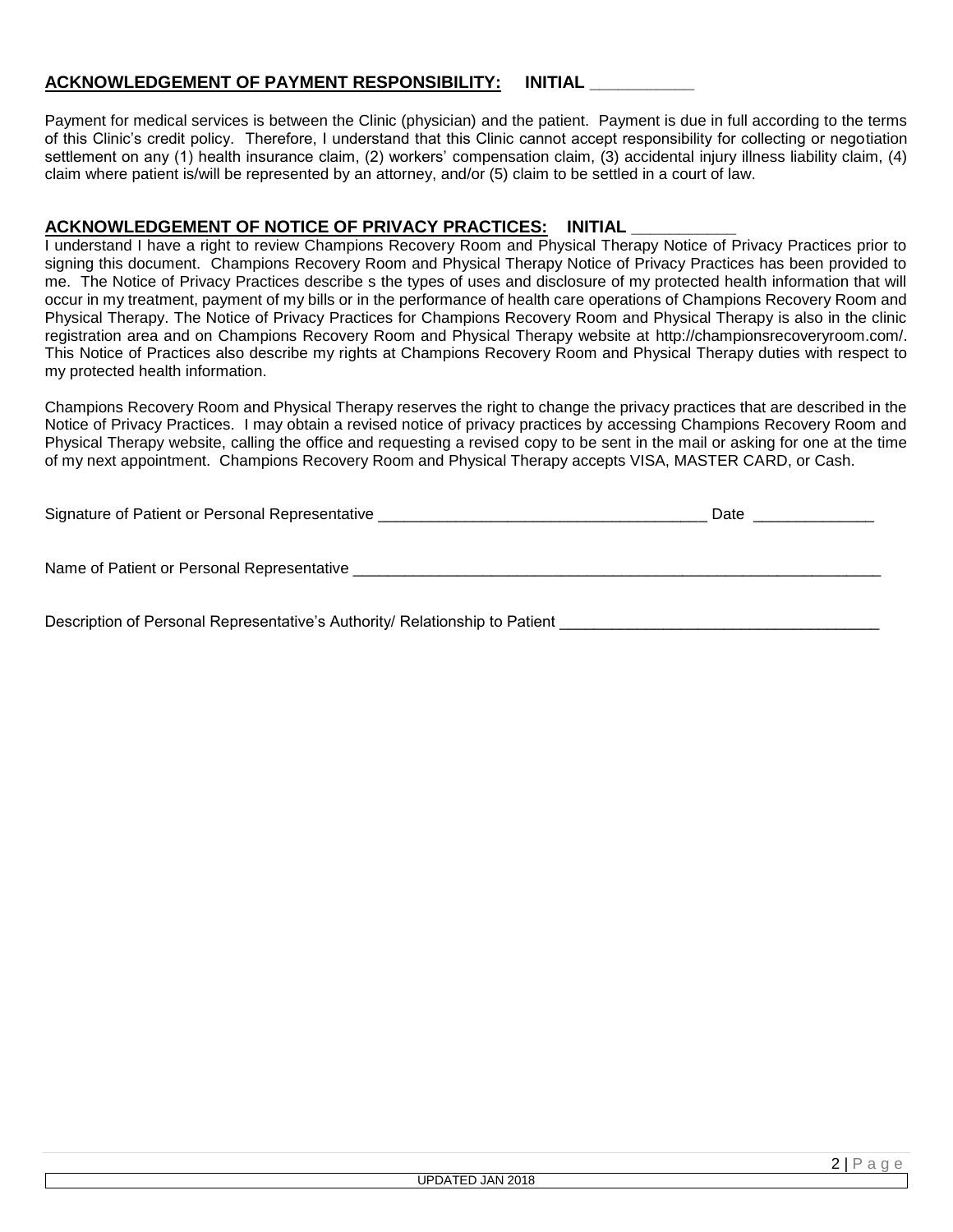**ACKNOWLEDGEMENT OF PAYMENT RESPONSIBILITY: INITIAL ___________**

Payment for medical services is between the Clinic (physician) and the patient. Payment is due in full according to the terms of this Clinic's credit policy. Therefore, I understand that this Clinic cannot accept responsibility for collecting or negotiation settlement on any (1) health insurance claim, (2) workers' compensation claim, (3) accidental injury illness liability claim, (4) claim where patient is/will be represented by an attorney, and/or (5) claim to be settled in a court of law.

**ACKNOWLEDGEMENT OF NOTICE OF PRIVACY PRACTICES: INITIAL ___________**

I understand I have a right to review Champions Recovery Room and Physical Therapy Notice of Privacy Practices prior to signing this document. Champions Recovery Room and Physical Therapy Notice of Privacy Practices has been provided to me. The Notice of Privacy Practices describe s the types of uses and disclosure of my protected health information that will occur in my treatment, payment of my bills or in the performance of health care operations of Champions Recovery Room and Physical Therapy. The Notice of Privacy Practices for Champions Recovery Room and Physical Therapy is also in the clinic registration area and on Champions Recovery Room and Physical Therapy website at http://championsrecoveryroom.com/. This Notice of Practices also describe my rights at Champions Recovery Room and Physical Therapy duties with respect to my protected health information.

Champions Recovery Room and Physical Therapy reserves the right to change the privacy practices that are described in the Notice of Privacy Practices. I may obtain a revised notice of privacy practices by accessing Champions Recovery Room and Physical Therapy website, calling the office and requesting a revised copy to be sent in the mail or asking for one at the time of my next appointment. Champions Recovery Room and Physical Therapy accepts VISA, MASTER CARD, or Cash.

Signature of Patient or Personal Representative _______________________________________ Date ______________

Name of Patient or Personal Representative _______________________________________________________________

Description of Personal Representative's Authority/ Relationship to Patient ____________________________________

UPDATED JAN 2018